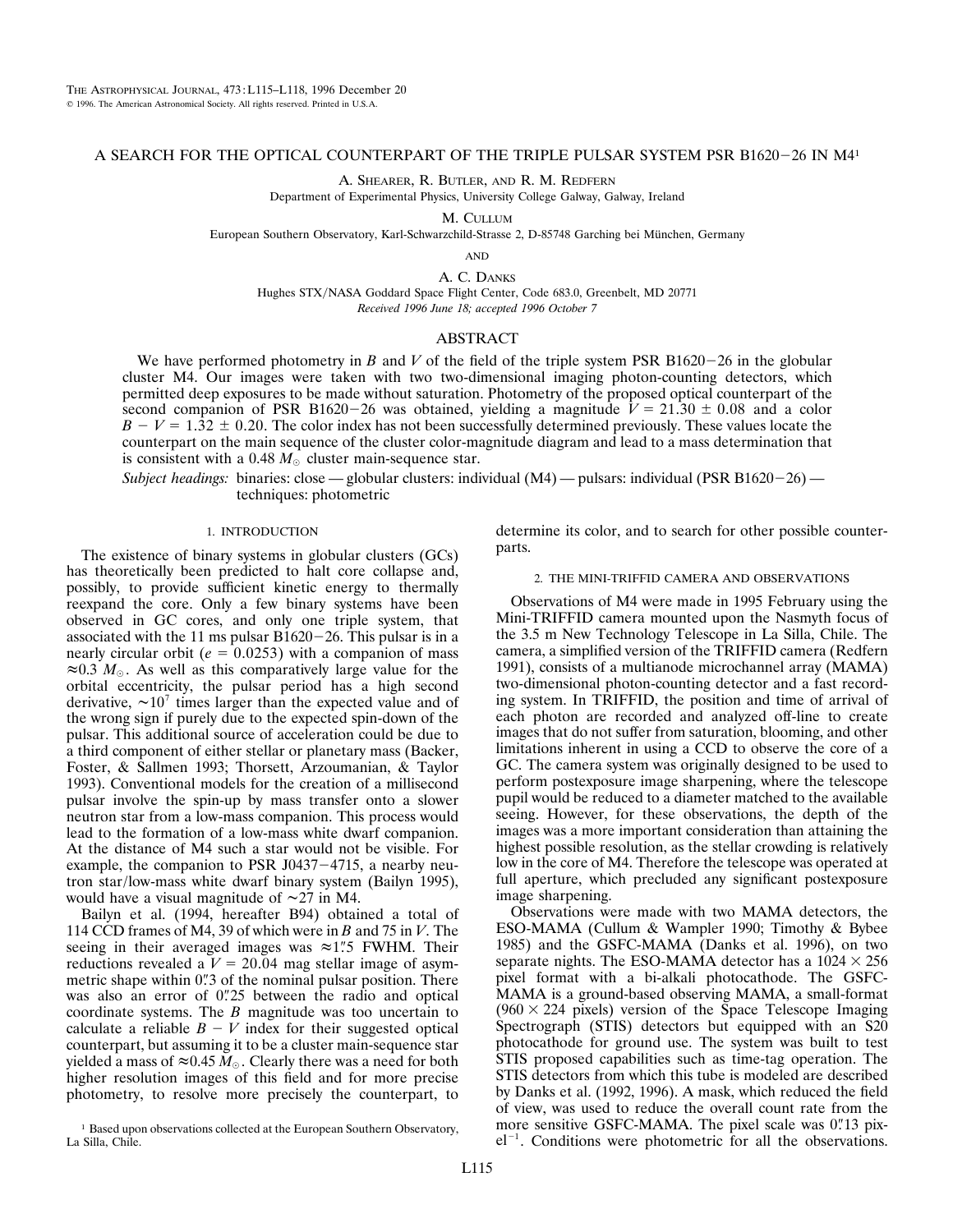# A SEARCH FOR THE OPTICAL COUNTERPART OF THE TRIPLE PULSAR SYSTEM PSR B1620−26 IN M4[1]

A. Shearer, R. Butler, and R. M. Redfern
Department of Experimental Physics, University College Galway, Galway, Ireland

M. Cullum
European Southern Observatory, Karl-Schwarzchild-Strasse 2, D-85748 Garching bei München, Germany

and

A. C. Danks
Hughes STX/NASA Goddard Space Flight Center, Code 683.0, Greenbelt, MD 20771
*Received 1996 June 18; accepted 1996 October 7*

## ABSTRACT

We have performed photometry in $B$ and $V$ of the field of the triple system PSR B1620−26 in the globular cluster M4. Our images were taken with two two-dimensional imaging photon-counting detectors, which permitted deep exposures to be made without saturation. Photometry of the proposed optical counterpart of the second companion of PSR B1620−26 was obtained, yielding a magnitude $V = 21.30 \pm 0.08$ and a color $B - V = 1.32 \pm 0.20$. The color index has not been successfully determined previously. These values locate the counterpart on the main sequence of the cluster color-magnitude diagram and lead to a mass determination that is consistent with a 0.48 $M_{\odot}$ cluster main-sequence star.

*Subject headings:* binaries: close — globular clusters: individual (M4) — pulsars: individual (PSR B1620−26) — techniques: photometric

## 1. INTRODUCTION

The existence of binary systems in globular clusters (GCs) has theoretically been predicted to halt core collapse and, possibly, to provide sufficient kinetic energy to thermally reexpand the core. Only a few binary systems have been observed in GC cores, and only one triple system, that associated with the 11 ms pulsar B1620−26. This pulsar is in a nearly circular orbit ($e = 0.0253$) with a companion of mass $\approx 0.3\ M_{\odot}$. As well as this comparatively large value for the orbital eccentricity, the pulsar period has a high second derivative, $\sim 10^7$ times larger than the expected value and of the wrong sign if purely due to the expected spin-down of the pulsar. This additional source of acceleration could be due to a third component of either stellar or planetary mass (Backer, Foster, & Sallmen 1993; Thorsett, Arzoumanian, & Taylor 1993). Conventional models for the creation of a millisecond pulsar involve the spin-up by mass transfer onto a slower neutron star from a low-mass companion. This process would lead to the formation of a low-mass white dwarf companion. At the distance of M4 such a star would not be visible. For example, the companion to PSR J0437−4715, a nearby neutron star/low-mass white dwarf binary system (Bailyn 1995), would have a visual magnitude of $\sim 27$ in M4.

Bailyn et al. (1994, hereafter B94) obtained a total of 114 CCD frames of M4, 39 of which were in $B$ and 75 in $V$. The seeing in their averaged images was $\approx 1\farcs5$ FWHM. Their reductions revealed a $V = 20.04$ mag stellar image of asymmetric shape within $0\farcs3$ of the nominal pulsar position. There was also an error of $0\farcs25$ between the radio and optical coordinate systems. The $B$ magnitude was too uncertain to calculate a reliable $B - V$ index for their suggested optical counterpart, but assuming it to be a cluster main-sequence star yielded a mass of $\approx 0.45\ M_{\odot}$. Clearly there was a need for both higher resolution images of this field and for more precise photometry, to resolve more precisely the counterpart, to determine its color, and to search for other possible counterparts.

## 2. THE MINI-TRIFFID CAMERA AND OBSERVATIONS

Observations of M4 were made in 1995 February using the Mini-TRIFFID camera mounted upon the Nasmyth focus of the 3.5 m New Technology Telescope in La Silla, Chile. The camera, a simplified version of the TRIFFID camera (Redfern 1991), consists of a multianode microchannel array (MAMA) two-dimensional photon-counting detector and a fast recording system. In TRIFFID, the position and time of arrival of each photon are recorded and analyzed off-line to create images that do not suffer from saturation, blooming, and other limitations inherent in using a CCD to observe the core of a GC. The camera system was originally designed to be used to perform postexposure image sharpening, where the telescope pupil would be reduced to a diameter matched to the available seeing. However, for these observations, the depth of the images was a more important consideration than attaining the highest possible resolution, as the stellar crowding is relatively low in the core of M4. Therefore the telescope was operated at full aperture, which precluded any significant postexposure image sharpening.

Observations were made with two MAMA detectors, the ESO-MAMA (Cullum & Wampler 1990; Timothy & Bybee 1985) and the GSFC-MAMA (Danks et al. 1996), on two separate nights. The ESO-MAMA detector has a $1024 \times 256$ pixel format with a bi-alkali photocathode. The GSFC-MAMA is a ground-based observing MAMA, a small-format ($960 \times 224$ pixels) version of the Space Telescope Imaging Spectrograph (STIS) detectors but equipped with an S20 photocathode for ground use. The system was built to test STIS proposed capabilities such as time-tag operation. The STIS detectors from which this tube is modeled are described by Danks et al. (1992, 1996). A mask, which reduced the field of view, was used to reduce the overall count rate from the more sensitive GSFC-MAMA. The pixel scale was $0\farcs13$ pixel$^{-1}$. Conditions were photometric for all the observations.

[1] Based upon observations collected at the European Southern Observatory, La Silla, Chile.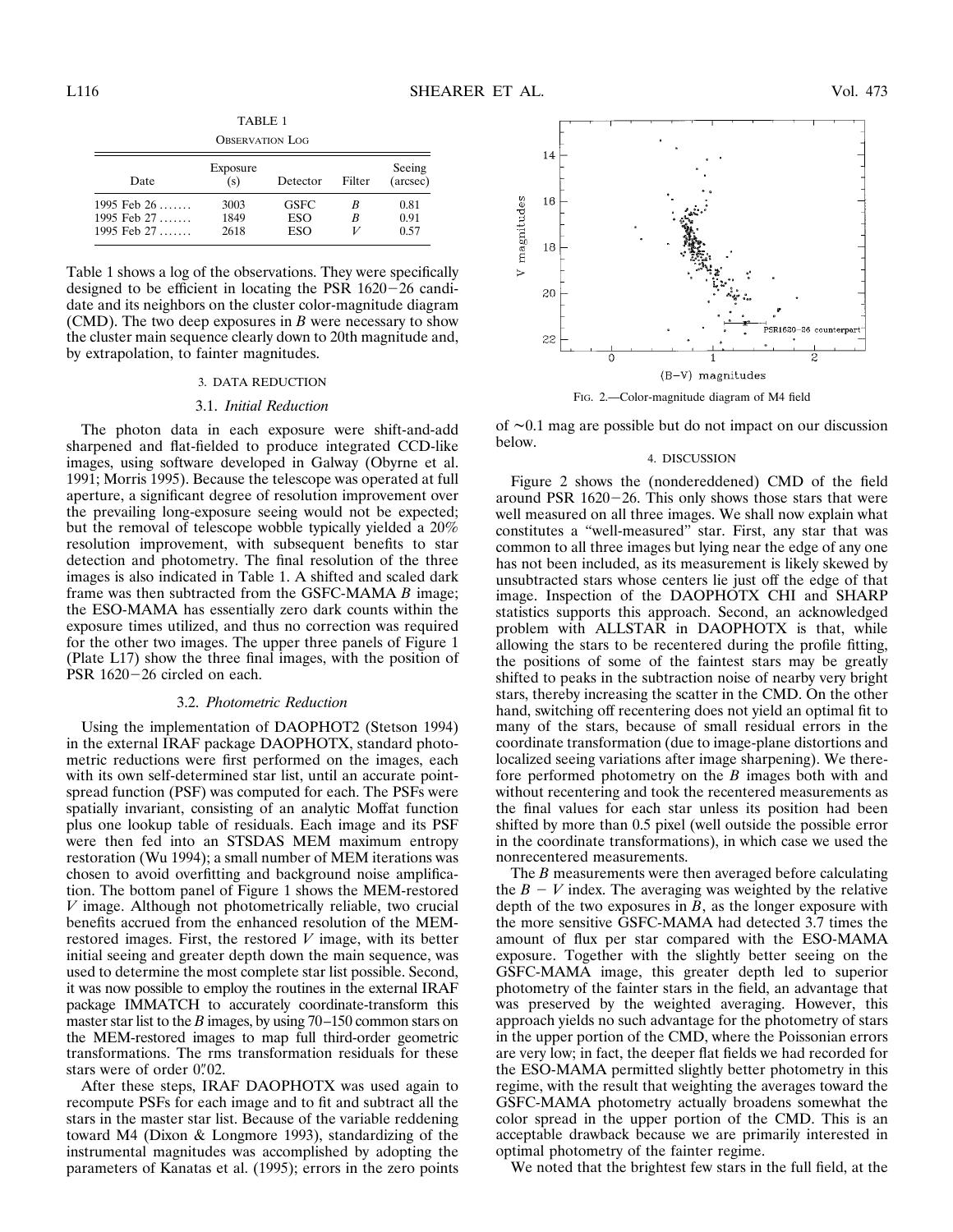TABLE 1

OBSERVATION LOG

| Date | Exposure (s) | Detector | Filter | Seeing (arcsec) |
|---|---|---|---|---|
| 1995 Feb 26 ....... | 3003 | GSFC | *B* | 0.81 |
| 1995 Feb 27 ....... | 1849 | ESO | *B* | 0.91 |
| 1995 Feb 27 ....... | 2618 | ESO | *V* | 0.57 |

Table 1 shows a log of the observations. They were specifically designed to be efficient in locating the PSR 1620−26 candidate and its neighbors on the cluster color-magnitude diagram (CMD). The two deep exposures in *B* were necessary to show the cluster main sequence clearly down to 20th magnitude and, by extrapolation, to fainter magnitudes.

## 3. DATA REDUCTION

### 3.1. *Initial Reduction*

The photon data in each exposure were shift-and-add sharpened and flat-fielded to produce integrated CCD-like images, using software developed in Galway (Obyrne et al. 1991; Morris 1995). Because the telescope was operated at full aperture, a significant degree of resolution improvement over the prevailing long-exposure seeing would not be expected; but the removal of telescope wobble typically yielded a 20% resolution improvement, with subsequent benefits to star detection and photometry. The final resolution of the three images is also indicated in Table 1. A shifted and scaled dark frame was then subtracted from the GSFC-MAMA *B* image; the ESO-MAMA has essentially zero dark counts within the exposure times utilized, and thus no correction was required for the other two images. The upper three panels of Figure 1 (Plate L17) show the three final images, with the position of PSR 1620−26 circled on each.

### 3.2. *Photometric Reduction*

Using the implementation of DAOPHOT2 (Stetson 1994) in the external IRAF package DAOPHOTX, standard photometric reductions were first performed on the images, each with its own self-determined star list, until an accurate point-spread function (PSF) was computed for each. The PSFs were spatially invariant, consisting of an analytic Moffat function plus one lookup table of residuals. Each image and its PSF were then fed into an STSDAS MEM maximum entropy restoration (Wu 1994); a small number of MEM iterations was chosen to avoid overfitting and background noise amplification. The bottom panel of Figure 1 shows the MEM-restored *V* image. Although not photometrically reliable, two crucial benefits accrued from the enhanced resolution of the MEM-restored images. First, the restored *V* image, with its better initial seeing and greater depth down the main sequence, was used to determine the most complete star list possible. Second, it was now possible to employ the routines in the external IRAF package IMMATCH to accurately coordinate-transform this master star list to the *B* images, by using 70–150 common stars on the MEM-restored images to map full third-order geometric transformations. The rms transformation residuals for these stars were of order 0."02.

After these steps, IRAF DAOPHOTX was used again to recompute PSFs for each image and to fit and subtract all the stars in the master star list. Because of the variable reddening toward M4 (Dixon & Longmore 1993), standardizing of the instrumental magnitudes was accomplished by adopting the parameters of Kanatas et al. (1995); errors in the zero points of ~0.1 mag are possible but do not impact on our discussion below.

FIG. 2.—Color-magnitude diagram of M4 field

## 4. DISCUSSION

Figure 2 shows the (nondereddened) CMD of the field around PSR 1620−26. This only shows those stars that were well measured on all three images. We shall now explain what constitutes a "well-measured" star. First, any star that was common to all three images but lying near the edge of any one has not been included, as its measurement is likely skewed by unsubtracted stars whose centers lie just off the edge of that image. Inspection of the DAOPHOTX CHI and SHARP statistics supports this approach. Second, an acknowledged problem with ALLSTAR in DAOPHOTX is that, while allowing the stars to be recentered during the profile fitting, the positions of some of the faintest stars may be greatly shifted to peaks in the subtraction noise of nearby very bright stars, thereby increasing the scatter in the CMD. On the other hand, switching off recentering does not yield an optimal fit to many of the stars, because of small residual errors in the coordinate transformation (due to image-plane distortions and localized seeing variations after image sharpening). We therefore performed photometry on the *B* images both with and without recentering and took the recentered measurements as the final values for each star unless its position had been shifted by more than 0.5 pixel (well outside the possible error in the coordinate transformations), in which case we used the nonrecentered measurements.

The *B* measurements were then averaged before calculating the $B - V$ index. The averaging was weighted by the relative depth of the two exposures in *B*, as the longer exposure with the more sensitive GSFC-MAMA had detected 3.7 times the amount of flux per star compared with the ESO-MAMA exposure. Together with the slightly better seeing on the GSFC-MAMA image, this greater depth led to superior photometry of the fainter stars in the field, an advantage that was preserved by the weighted averaging. However, this approach yields no such advantage for the photometry of stars in the upper portion of the CMD, where the Poissonian errors are very low; in fact, the deeper flat fields we had recorded for the ESO-MAMA permitted slightly better photometry in this regime, with the result that weighting the averages toward the GSFC-MAMA photometry actually broadens somewhat the color spread in the upper portion of the CMD. This is an acceptable drawback because we are primarily interested in optimal photometry of the fainter regime.

We noted that the brightest few stars in the full field, at the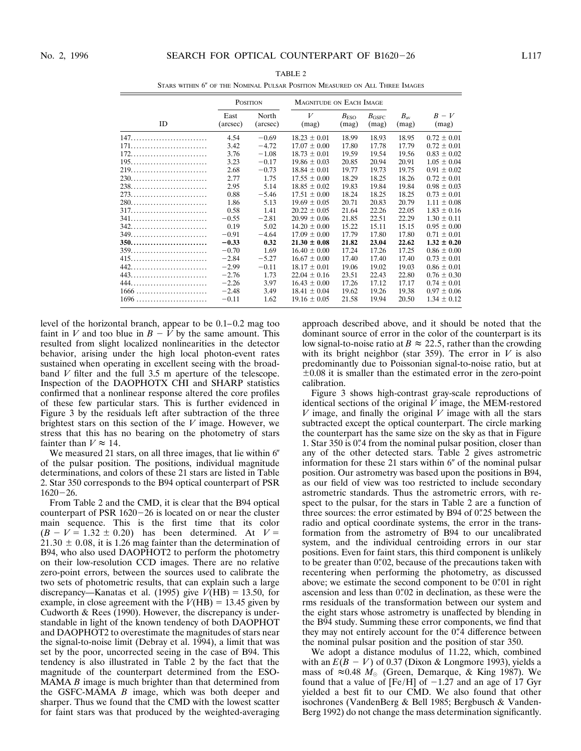TABLE 2

Stars within 6″ of the Nominal Pulsar Position Measured on All Three Images

| ID | Position | | Magnitude on Each Image | | | | |
|---|---|---|---|---|---|---|---|
| | East (arcsec) | North (arcsec) | $V$ (mag) | $B_{ESO}$ (mag) | $B_{GSFC}$ (mag) | $B_{av}$ (mag) | $B-V$ (mag) |
| 147 | 4.54 | −0.69 | 18.23 ± 0.01 | 18.99 | 18.93 | 18.95 | 0.72 ± 0.01 |
| 171 | 3.42 | −4.72 | 17.07 ± 0.00 | 17.80 | 17.78 | 17.79 | 0.72 ± 0.01 |
| 172 | 3.76 | −1.08 | 18.73 ± 0.01 | 19.59 | 19.54 | 19.56 | 0.83 ± 0.02 |
| 195 | 3.23 | −0.17 | 19.86 ± 0.03 | 20.85 | 20.94 | 20.91 | 1.05 ± 0.04 |
| 219 | 2.68 | −0.73 | 18.84 ± 0.01 | 19.77 | 19.73 | 19.75 | 0.91 ± 0.02 |
| 230 | 2.77 | 1.75 | 17.55 ± 0.00 | 18.29 | 18.25 | 18.26 | 0.72 ± 0.01 |
| 238 | 2.95 | 5.14 | 18.85 ± 0.02 | 19.83 | 19.84 | 19.84 | 0.98 ± 0.03 |
| 273 | 0.88 | −5.46 | 17.51 ± 0.00 | 18.24 | 18.25 | 18.25 | 0.73 ± 0.01 |
| 280 | 1.86 | 5.13 | 19.69 ± 0.05 | 20.71 | 20.83 | 20.79 | 1.11 ± 0.08 |
| 317 | 0.58 | 1.41 | 20.22 ± 0.05 | 21.64 | 22.26 | 22.05 | 1.83 ± 0.16 |
| 341 | −0.55 | −2.81 | 20.99 ± 0.06 | 21.85 | 22.51 | 22.29 | 1.30 ± 0.11 |
| 342 | 0.19 | 5.02 | 14.20 ± 0.00 | 15.22 | 15.11 | 15.15 | 0.95 ± 0.00 |
| 349 | −0.91 | −4.64 | 17.09 ± 0.00 | 17.79 | 17.80 | 17.80 | 0.71 ± 0.01 |
| **350** | **−0.33** | **0.32** | **21.30 ± 0.08** | **21.82** | **23.04** | **22.62** | **1.32 ± 0.20** |
| 359 | −0.70 | 1.69 | 16.40 ± 0.00 | 17.24 | 17.26 | 17.25 | 0.86 ± 0.00 |
| 415 | −2.84 | −5.27 | 16.67 ± 0.00 | 17.40 | 17.40 | 17.40 | 0.73 ± 0.01 |
| 442 | −2.99 | −0.11 | 18.17 ± 0.01 | 19.06 | 19.02 | 19.03 | 0.86 ± 0.01 |
| 443 | −2.76 | 1.73 | 22.04 ± 0.16 | 23.51 | 22.43 | 22.80 | 0.76 ± 0.30 |
| 444 | −2.26 | 3.97 | 16.43 ± 0.00 | 17.26 | 17.12 | 17.17 | 0.74 ± 0.01 |
| 1666 | −2.48 | 3.49 | 18.41 ± 0.04 | 19.62 | 19.26 | 19.38 | 0.97 ± 0.06 |
| 1696 | −0.11 | 1.62 | 19.16 ± 0.05 | 21.58 | 19.94 | 20.50 | 1.34 ± 0.12 |

level of the horizontal branch, appear to be 0.1–0.2 mag too faint in $V$ and too blue in $B-V$ by the same amount. This resulted from slight localized nonlinearities in the detector behavior, arising under the high local photon-event rates sustained when operating in excellent seeing with the broad-band $V$ filter and the full 3.5 m aperture of the telescope. Inspection of the DAOPHOTX CHI and SHARP statistics confirmed that a nonlinear response altered the core profiles of these few particular stars. This is further evidenced in Figure 3 by the residuals left after subtraction of the three brightest stars on this section of the $V$ image. However, we stress that this has no bearing on the photometry of stars fainter than $V \approx 14$.

We measured 21 stars, on all three images, that lie within 6″ of the pulsar position. The positions, individual magnitude determinations, and colors of these 21 stars are listed in Table 2. Star 350 corresponds to the B94 optical counterpart of PSR 1620−26.

From Table 2 and the CMD, it is clear that the B94 optical counterpart of PSR 1620−26 is located on or near the cluster main sequence. This is the first time that its color ($B-V = 1.32 \pm 0.20$) has been determined. At $V = 21.30 \pm 0.08$, it is 1.26 mag fainter than the determination of B94, who also used DAOPHOT2 to perform the photometry on their low-resolution CCD images. There are no relative zero-point errors, between the sources used to calibrate the two sets of photometric results, that can explain such a large discrepancy—Kanatas et al. (1995) give $V(\mathrm{HB}) = 13.50$, for example, in close agreement with the $V(\mathrm{HB}) = 13.45$ given by Cudworth & Rees (1990). However, the discrepancy is understandable in light of the known tendency of both DAOPHOT and DAOPHOT2 to overestimate the magnitudes of stars near the signal-to-noise limit (Debray et al. 1994), a limit that was set by the poor, uncorrected seeing in the case of B94. This tendency is also illustrated in Table 2 by the fact that the magnitude of the counterpart determined from the ESO-MAMA $B$ image is much brighter than that determined from the GSFC-MAMA $B$ image, which was both deeper and sharper. Thus we found that the CMD with the lowest scatter for faint stars was that produced by the weighted-averaging approach described above, and it should be noted that the dominant source of error in the color of the counterpart is its low signal-to-noise ratio at $B \approx 22.5$, rather than the crowding with its bright neighbor (star 359). The error in $V$ is also predominantly due to Poissonian signal-to-noise ratio, but at ±0.08 it is smaller than the estimated error in the zero-point calibration.

Figure 3 shows high-contrast gray-scale reproductions of identical sections of the original $V$ image, the MEM-restored $V$ image, and finally the original $V$ image with all the stars subtracted except the optical counterpart. The circle marking the counterpart has the same size on the sky as that in Figure 1. Star 350 is 0.″4 from the nominal pulsar position, closer than any of the other detected stars. Table 2 gives astrometric information for these 21 stars within 6″ of the nominal pulsar position. Our astrometry was based upon the positions in B94, as our field of view was too restricted to include secondary astrometric standards. Thus the astrometric errors, with respect to the pulsar, for the stars in Table 2 are a function of three sources: the error estimated by B94 of 0.″25 between the radio and optical coordinate systems, the error in the transformation from the astrometry of B94 to our uncalibrated system, and the individual centroiding errors in our star positions. Even for faint stars, this third component is unlikely to be greater than 0.″02, because of the precautions taken with recentering when performing the photometry, as discussed above; we estimate the second component to be 0.″01 in right ascension and less than 0.″02 in declination, as these were the rms residuals of the transformation between our system and the eight stars whose astrometry is unaffected by blending in the B94 study. Summing these error components, we find that they may not entirely account for the 0.″4 difference between the nominal pulsar position and the position of star 350.

We adopt a distance modulus of 11.22, which, combined with an $E(B-V)$ of 0.37 (Dixon & Longmore 1993), yields a mass of $\approx 0.48\ M_\odot$ (Green, Demarque, & King 1987). We found that a value of [Fe/H] of −1.27 and an age of 17 Gyr yielded a best fit to our CMD. We also found that other isochrones (VandenBerg & Bell 1985; Bergbusch & VandenBerg 1992) do not change the mass determination significantly.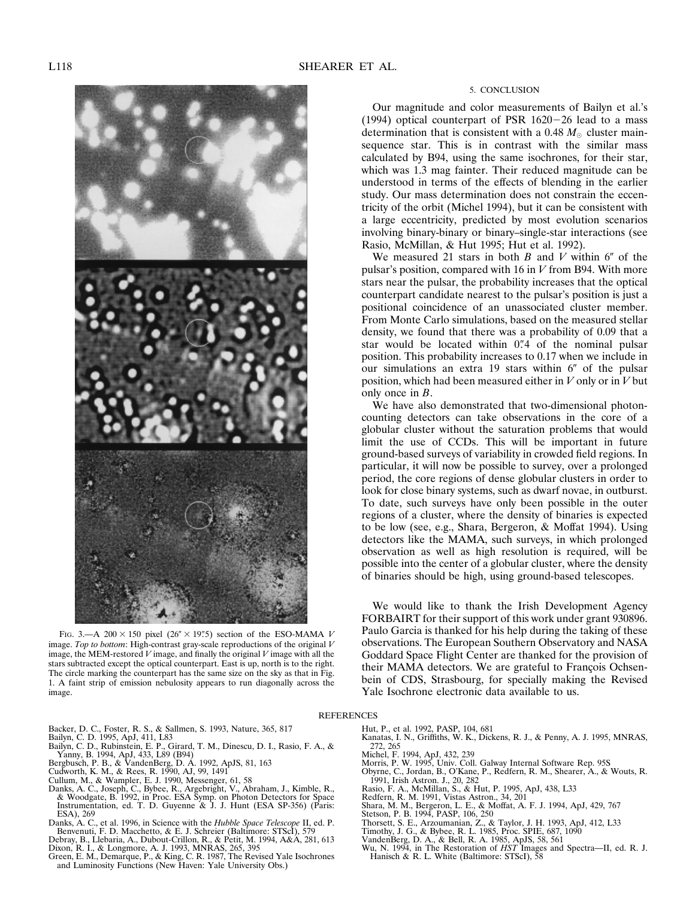Fig. 3.—A 200 × 150 pixel (26″ × 19″.5) section of the ESO-MAMA $V$ image. *Top to bottom*: High-contrast gray-scale reproductions of the original $V$ image, the MEM-restored $V$ image, and finally the original $V$ image with all the stars subtracted except the optical counterpart. East is up, north is to the right. The circle marking the counterpart has the same size on the sky as that in Fig. 1. A faint strip of emission nebulosity appears to run diagonally across the image.

## 5. CONCLUSION

Our magnitude and color measurements of Bailyn et al.'s (1994) optical counterpart of PSR 1620−26 lead to a mass determination that is consistent with a 0.48 $M_{\odot}$ cluster main-sequence star. This is in contrast with the similar mass calculated by B94, using the same isochrones, for their star, which was 1.3 mag fainter. Their reduced magnitude can be understood in terms of the effects of blending in the earlier study. Our mass determination does not constrain the eccentricity of the orbit (Michel 1994), but it can be consistent with a large eccentricity, predicted by most evolution scenarios involving binary-binary or binary–single-star interactions (see Rasio, McMillan, & Hut 1995; Hut et al. 1992).

We measured 21 stars in both $B$ and $V$ within 6″ of the pulsar's position, compared with 16 in $V$ from B94. With more stars near the pulsar, the probability increases that the optical counterpart candidate nearest to the pulsar's position is just a positional coincidence of an unassociated cluster member. From Monte Carlo simulations, based on the measured stellar density, we found that there was a probability of 0.09 that a star would be located within 0″.4 of the nominal pulsar position. This probability increases to 0.17 when we include in our simulations an extra 19 stars within 6″ of the pulsar position, which had been measured either in $V$ only or in $V$ but only once in $B$.

We have also demonstrated that two-dimensional photon-counting detectors can take observations in the core of a globular cluster without the saturation problems that would limit the use of CCDs. This will be important in future ground-based surveys of variability in crowded field regions. In particular, it will now be possible to survey, over a prolonged period, the core regions of dense globular clusters in order to look for close binary systems, such as dwarf novae, in outburst. To date, such surveys have only been possible in the outer regions of a cluster, where the density of binaries is expected to be low (see, e.g., Shara, Bergeron, & Moffat 1994). Using detectors like the MAMA, such surveys, in which prolonged observation as well as high resolution is required, will be possible into the center of a globular cluster, where the density of binaries should be high, using ground-based telescopes.

We would like to thank the Irish Development Agency FORBAIRT for their support of this work under grant 930896. Paulo Garcia is thanked for his help during the taking of these observations. The European Southern Observatory and NASA Goddard Space Flight Center are thanked for the provision of their MAMA detectors. We are grateful to François Ochsenbein of CDS, Strasbourg, for specially making the Revised Yale Isochrone electronic data available to us.

## REFERENCES

Backer, D. C., Foster, R. S., & Sallmen, S. 1993, Nature, 365, 817
Bailyn, C. D. 1995, ApJ, 411, L83
Bailyn, C. D., Rubinstein, E. P., Girard, T. M., Dinescu, D. I., Rasio, F. A., & Yanny, B. 1994, ApJ, 433, L89 (B94)
Bergbusch, P. B., & VandenBerg, D. A. 1992, ApJS, 81, 163
Cudworth, K. M., & Rees, R. 1990, AJ, 99, 1491
Cullum, M., & Wampler, E. J. 1990, Messenger, 61, 58
Danks, A. C., Joseph, C., Bybee, R., Argebright, V., Abraham, J., Kimble, R., & Woodgate, B. 1992, in Proc. ESA Symp. on Photon Detectors for Space Instrumentation, ed. T. D. Guyenne & J. J. Hunt (ESA SP-356) (Paris: ESA), 269
Danks, A. C., et al. 1996, in Science with the *Hubble Space Telescope* II, ed. P. Benvenuti, F. D. Macchetto, & E. J. Schreier (Baltimore: STScI), 579
Debray, B., Llebaria, A., Dubout-Crillon, R., & Petit, M. 1994, A&A, 281, 613
Dixon, R. I., & Longmore, A. J. 1993, MNRAS, 265, 395
Green, E. M., Demarque, P., & King, C. R. 1987, The Revised Yale Isochrones and Luminosity Functions (New Haven: Yale University Obs.)
Hut, P., et al. 1992, PASP, 104, 681
Kanatas, I. N., Griffiths, W. K., Dickens, R. J., & Penny, A. J. 1995, MNRAS, 272, 265
Michel, F. 1994, ApJ, 432, 239
Morris, P. W. 1995, Univ. Coll. Galway Internal Software Rep. 95S
Obyrne, C., Jordan, B., O'Kane, P., Redfern, R. M., Shearer, A., & Wouts, R. 1991, Irish Astron. J., 20, 282
Rasio, F. A., McMillan, S., & Hut, P. 1995, ApJ, 438, L33
Redfern, R. M. 1991, Vistas Astron., 34, 201
Shara, M. M., Bergeron, L. E., & Moffat, A. F. J. 1994, ApJ, 429, 767
Stetson, P. B. 1994, PASP, 106, 250
Thorsett, S. E., Arzoumanian, Z., & Taylor, J. H. 1993, ApJ, 412, L33
Timothy, J. G., & Bybee, R. L. 1985, Proc. SPIE, 687, 1090
VandenBerg, D. A., & Bell, R. A. 1985, ApJS, 58, 561
Wu, N. 1994, in The Restoration of *HST* Images and Spectra—II, ed. R. J. Hanisch & R. L. White (Baltimore: STScI), 58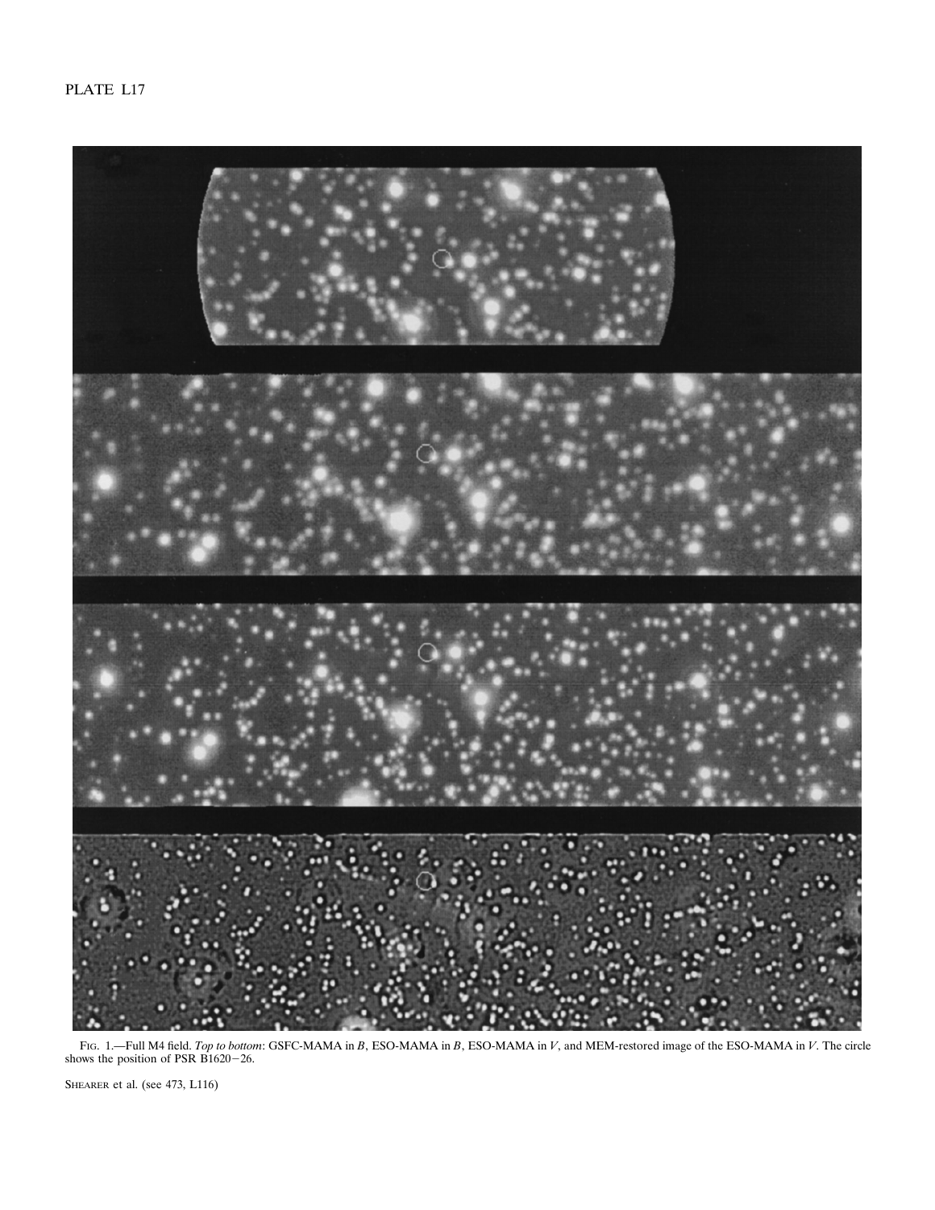FIG. 1.—Full M4 field. *Top to bottom*: GSFC-MAMA in *B*, ESO-MAMA in *B*, ESO-MAMA in *V*, and MEM-restored image of the ESO-MAMA in *V*. The circle shows the position of PSR B1620−26.

SHEARER et al. (see 473, L116)